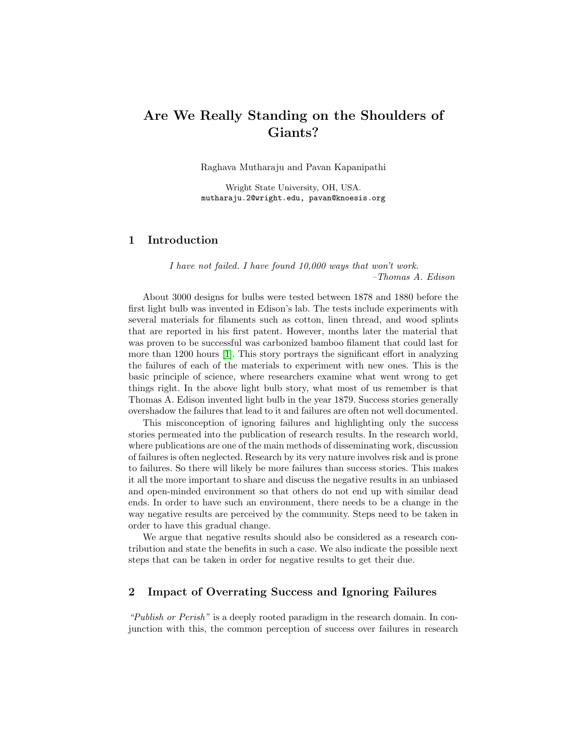# Are We Really Standing on the Shoulders of Giants?

Raghava Mutharaju and Pavan Kapanipathi

Wright State University, OH, USA.
mutharaju.2@wright.edu, pavan@knoesis.org

## 1 Introduction

> *I have not failed. I have found 10,000 ways that won't work.*
> *–Thomas A. Edison*

About 3000 designs for bulbs were tested between 1878 and 1880 before the first light bulb was invented in Edison's lab. The tests include experiments with several materials for filaments such as cotton, linen thread, and wood splints that are reported in his first patent. However, months later the material that was proven to be successful was carbonized bamboo filament that could last for more than 1200 hours [1]. This story portrays the significant effort in analyzing the failures of each of the materials to experiment with new ones. This is the basic principle of science, where researchers examine what went wrong to get things right. In the above light bulb story, what most of us remember is that Thomas A. Edison invented light bulb in the year 1879. Success stories generally overshadow the failures that lead to it and failures are often not well documented.

This misconception of ignoring failures and highlighting only the success stories permeated into the publication of research results. In the research world, where publications are one of the main methods of disseminating work, discussion of failures is often neglected. Research by its very nature involves risk and is prone to failures. So there will likely be more failures than success stories. This makes it all the more important to share and discuss the negative results in an unbiased and open-minded environment so that others do not end up with similar dead ends. In order to have such an environment, there needs to be a change in the way negative results are perceived by the community. Steps need to be taken in order to have this gradual change.

We argue that negative results should also be considered as a research contribution and state the benefits in such a case. We also indicate the possible next steps that can be taken in order for negative results to get their due.

## 2 Impact of Overrating Success and Ignoring Failures

*"Publish or Perish"* is a deeply rooted paradigm in the research domain. In conjunction with this, the common perception of success over failures in research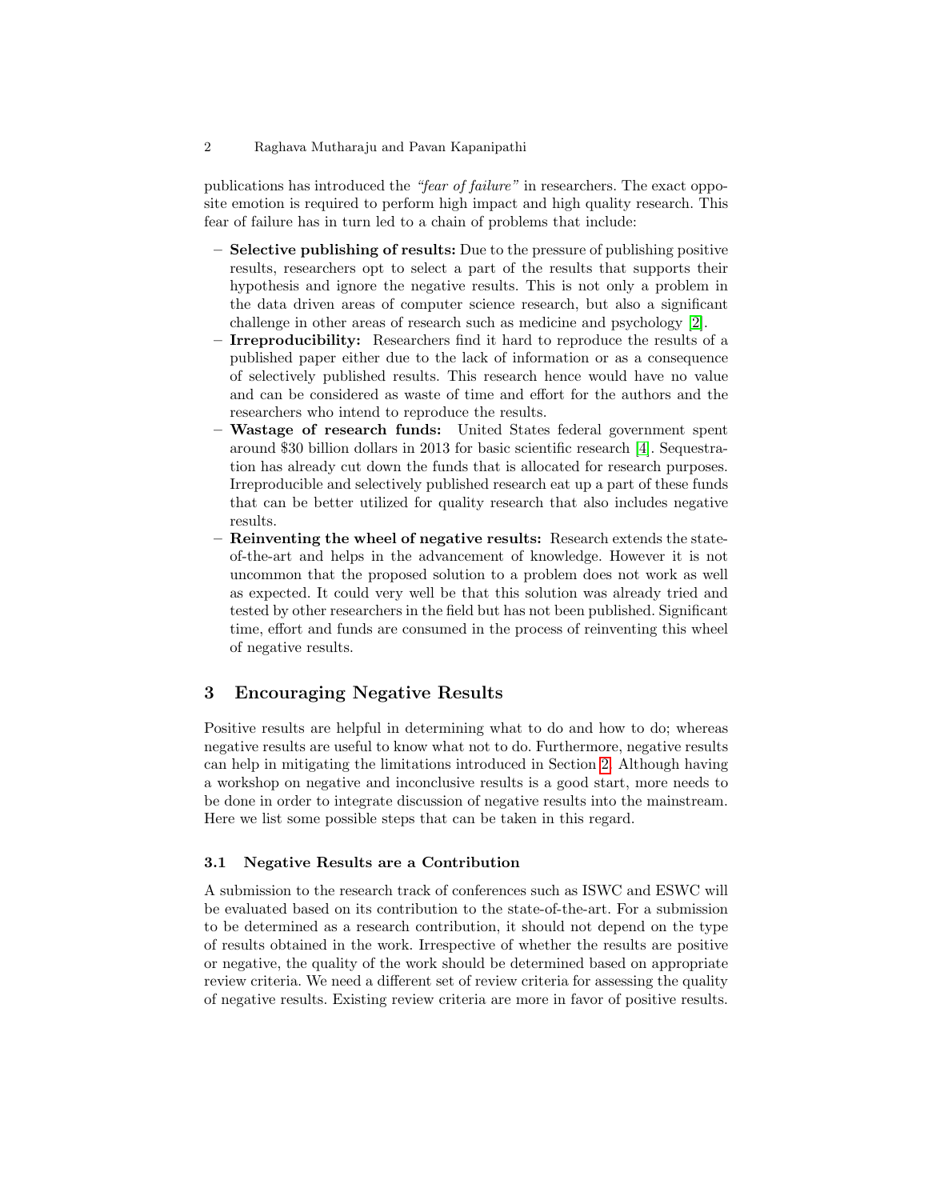publications has introduced the *"fear of failure"* in researchers. The exact opposite emotion is required to perform high impact and high quality research. This fear of failure has in turn led to a chain of problems that include:

- **Selective publishing of results:** Due to the pressure of publishing positive results, researchers opt to select a part of the results that supports their hypothesis and ignore the negative results. This is not only a problem in the data driven areas of computer science research, but also a significant challenge in other areas of research such as medicine and psychology [2].
- **Irreproducibility:** Researchers find it hard to reproduce the results of a published paper either due to the lack of information or as a consequence of selectively published results. This research hence would have no value and can be considered as waste of time and effort for the authors and the researchers who intend to reproduce the results.
- **Wastage of research funds:** United States federal government spent around $30 billion dollars in 2013 for basic scientific research [4]. Sequestration has already cut down the funds that is allocated for research purposes. Irreproducible and selectively published research eat up a part of these funds that can be better utilized for quality research that also includes negative results.
- **Reinventing the wheel of negative results:** Research extends the state-of-the-art and helps in the advancement of knowledge. However it is not uncommon that the proposed solution to a problem does not work as well as expected. It could very well be that this solution was already tried and tested by other researchers in the field but has not been published. Significant time, effort and funds are consumed in the process of reinventing this wheel of negative results.

## 3 Encouraging Negative Results

Positive results are helpful in determining what to do and how to do; whereas negative results are useful to know what not to do. Furthermore, negative results can help in mitigating the limitations introduced in Section 2. Although having a workshop on negative and inconclusive results is a good start, more needs to be done in order to integrate discussion of negative results into the mainstream. Here we list some possible steps that can be taken in this regard.

### 3.1 Negative Results are a Contribution

A submission to the research track of conferences such as ISWC and ESWC will be evaluated based on its contribution to the state-of-the-art. For a submission to be determined as a research contribution, it should not depend on the type of results obtained in the work. Irrespective of whether the results are positive or negative, the quality of the work should be determined based on appropriate review criteria. We need a different set of review criteria for assessing the quality of negative results. Existing review criteria are more in favor of positive results.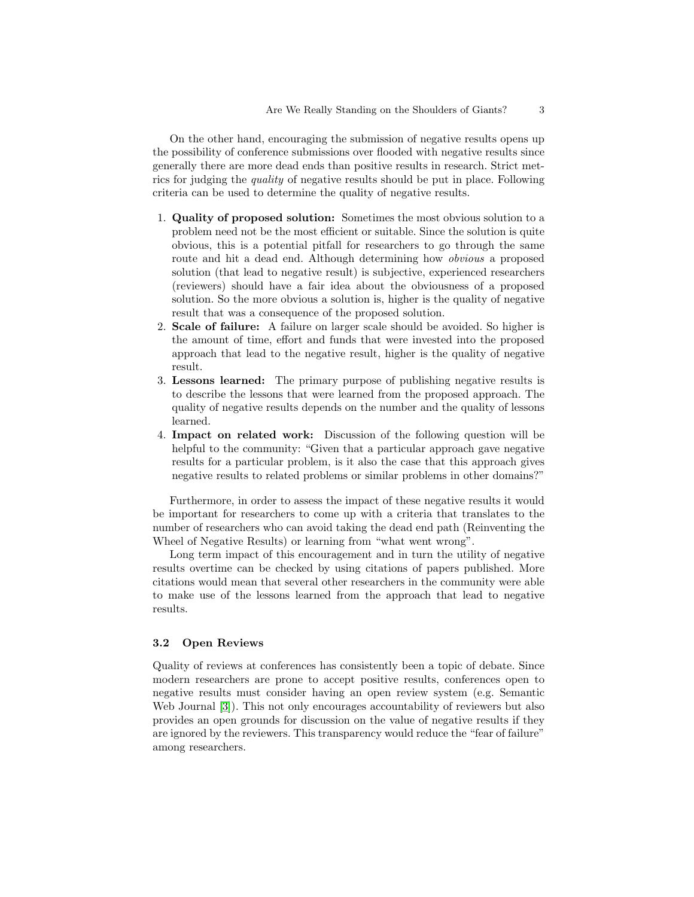On the other hand, encouraging the submission of negative results opens up the possibility of conference submissions over flooded with negative results since generally there are more dead ends than positive results in research. Strict metrics for judging the *quality* of negative results should be put in place. Following criteria can be used to determine the quality of negative results.

1. **Quality of proposed solution:** Sometimes the most obvious solution to a problem need not be the most efficient or suitable. Since the solution is quite obvious, this is a potential pitfall for researchers to go through the same route and hit a dead end. Although determining how *obvious* a proposed solution (that lead to negative result) is subjective, experienced researchers (reviewers) should have a fair idea about the obviousness of a proposed solution. So the more obvious a solution is, higher is the quality of negative result that was a consequence of the proposed solution.
2. **Scale of failure:** A failure on larger scale should be avoided. So higher is the amount of time, effort and funds that were invested into the proposed approach that lead to the negative result, higher is the quality of negative result.
3. **Lessons learned:** The primary purpose of publishing negative results is to describe the lessons that were learned from the proposed approach. The quality of negative results depends on the number and the quality of lessons learned.
4. **Impact on related work:** Discussion of the following question will be helpful to the community: "Given that a particular approach gave negative results for a particular problem, is it also the case that this approach gives negative results to related problems or similar problems in other domains?"

Furthermore, in order to assess the impact of these negative results it would be important for researchers to come up with a criteria that translates to the number of researchers who can avoid taking the dead end path (Reinventing the Wheel of Negative Results) or learning from "what went wrong".

Long term impact of this encouragement and in turn the utility of negative results overtime can be checked by using citations of papers published. More citations would mean that several other researchers in the community were able to make use of the lessons learned from the approach that lead to negative results.

### 3.2 Open Reviews

Quality of reviews at conferences has consistently been a topic of debate. Since modern researchers are prone to accept positive results, conferences open to negative results must consider having an open review system (e.g. Semantic Web Journal [3]). This not only encourages accountability of reviewers but also provides an open grounds for discussion on the value of negative results if they are ignored by the reviewers. This transparency would reduce the "fear of failure" among researchers.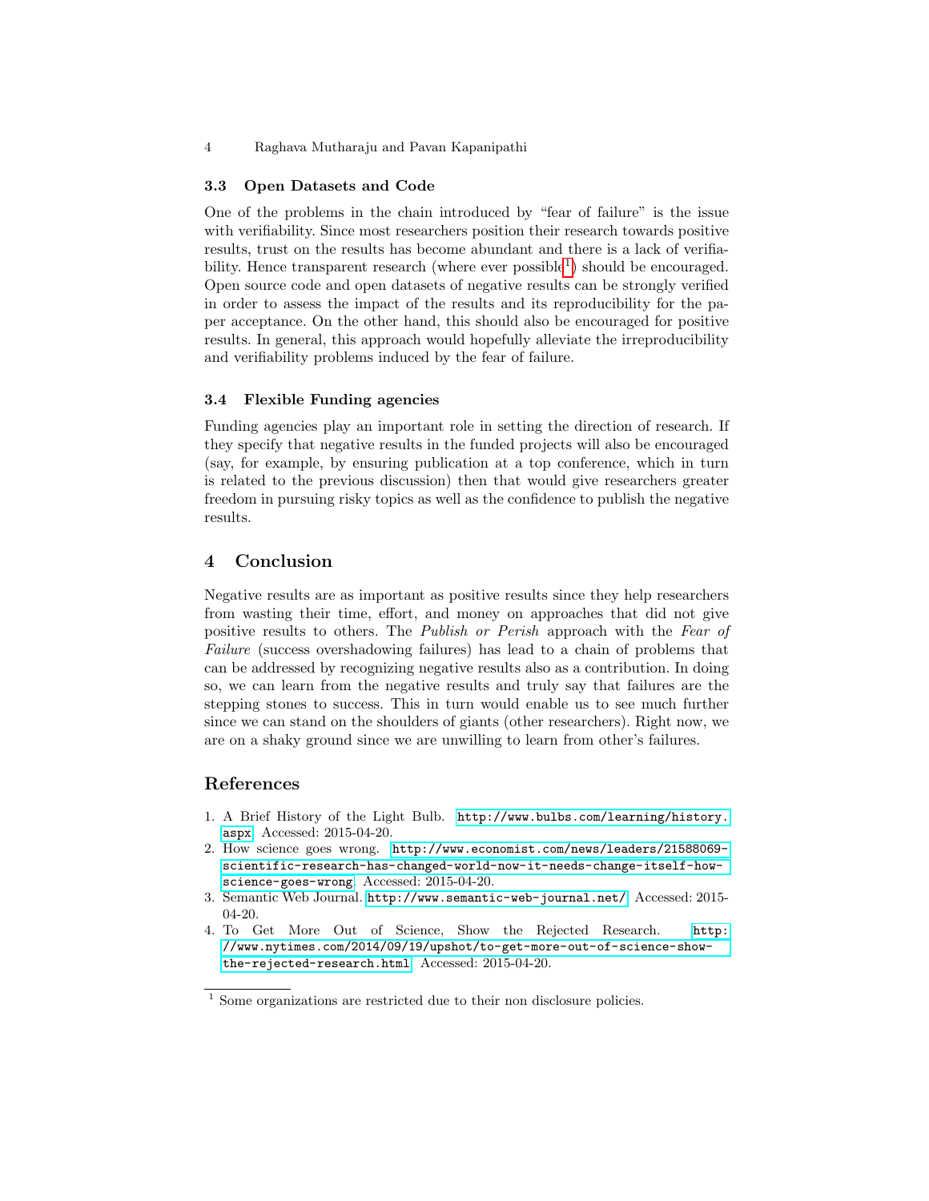### 3.3 Open Datasets and Code

One of the problems in the chain introduced by "fear of failure" is the issue with verifiability. Since most researchers position their research towards positive results, trust on the results has become abundant and there is a lack of verifiability. Hence transparent research (where ever possible[1]) should be encouraged. Open source code and open datasets of negative results can be strongly verified in order to assess the impact of the results and its reproducibility for the paper acceptance. On the other hand, this should also be encouraged for positive results. In general, this approach would hopefully alleviate the irreproducibility and verifiability problems induced by the fear of failure.

### 3.4 Flexible Funding agencies

Funding agencies play an important role in setting the direction of research. If they specify that negative results in the funded projects will also be encouraged (say, for example, by ensuring publication at a top conference, which in turn is related to the previous discussion) then that would give researchers greater freedom in pursuing risky topics as well as the confidence to publish the negative results.

## 4 Conclusion

Negative results are as important as positive results since they help researchers from wasting their time, effort, and money on approaches that did not give positive results to others. The *Publish or Perish* approach with the *Fear of Failure* (success overshadowing failures) has lead to a chain of problems that can be addressed by recognizing negative results also as a contribution. In doing so, we can learn from the negative results and truly say that failures are the stepping stones to success. This in turn would enable us to see much further since we can stand on the shoulders of giants (other researchers). Right now, we are on a shaky ground since we are unwilling to learn from other's failures.

## References

1. A Brief History of the Light Bulb. http://www.bulbs.com/learning/history.aspx. Accessed: 2015-04-20.
2. How science goes wrong. http://www.economist.com/news/leaders/21588069-scientific-research-has-changed-world-now-it-needs-change-itself-how-science-goes-wrong. Accessed: 2015-04-20.
3. Semantic Web Journal. http://www.semantic-web-journal.net/. Accessed: 2015-04-20.
4. To Get More Out of Science, Show the Rejected Research. http://www.nytimes.com/2014/09/19/upshot/to-get-more-out-of-science-show-the-rejected-research.html. Accessed: 2015-04-20.

[1] Some organizations are restricted due to their non disclosure policies.